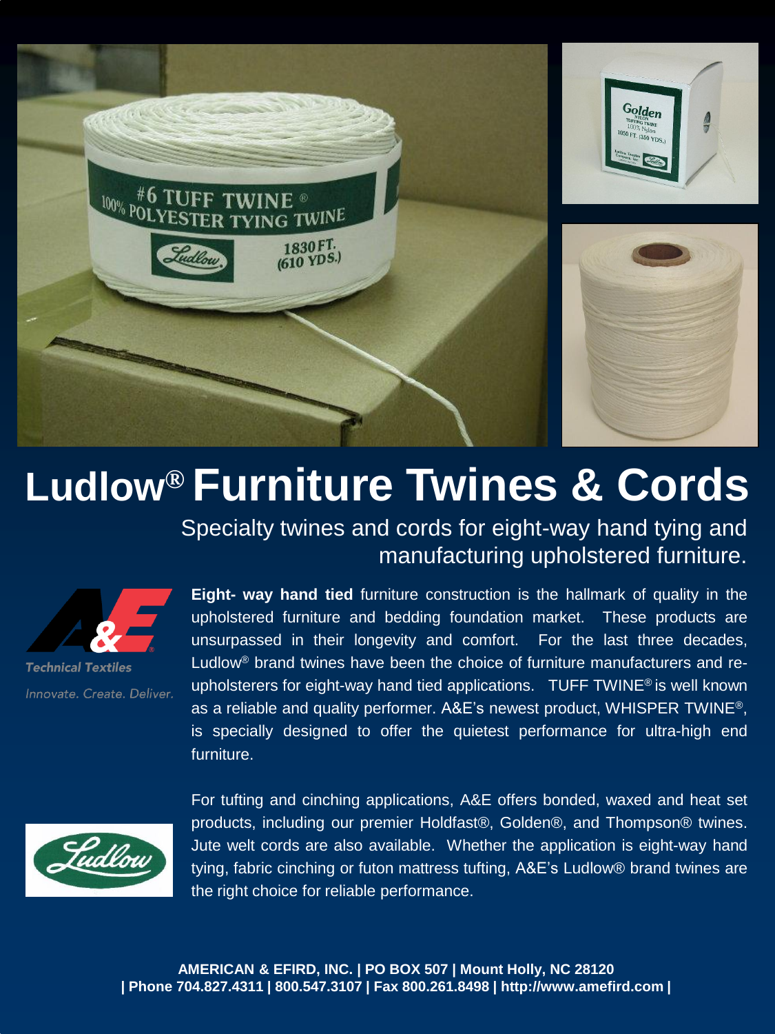# Ludlow® Furniture Twines & Cords

Specialty twines and cords for eight-way hand tying and manufacturing upholstered furniture.

Technical Textiles

*Innovate. Create. Deliver.*

**Eight- way hand tied** furniture construction is the hallmark of quality in the upholstered furniture and bedding foundation market. These products are unsurpassed in their longevity and comfort. For the last three decades, Ludlow® brand twines have been the choice of furniture manufacturers and re-upholsterers for eight-way hand tied applications. TUFF TWINE® is well known as a reliable and quality performer. A&E's newest product, WHISPER TWINE®, is specially designed to offer the quietest performance for ultra-high end furniture.

For tufting and cinching applications, A&E offers bonded, waxed and heat set products, including our premier Holdfast®, Golden®, and Thompson® twines. Jute welt cords are also available. Whether the application is eight-way hand tying, fabric cinching or futon mattress tufting, A&E's Ludlow® brand twines are the right choice for reliable performance.

**AMERICAN & EFIRD, INC. | PO BOX 507 | Mount Holly, NC 28120 | Phone 704.827.4311 | 800.547.3107 | Fax 800.261.8498 | http://www.amefird.com |**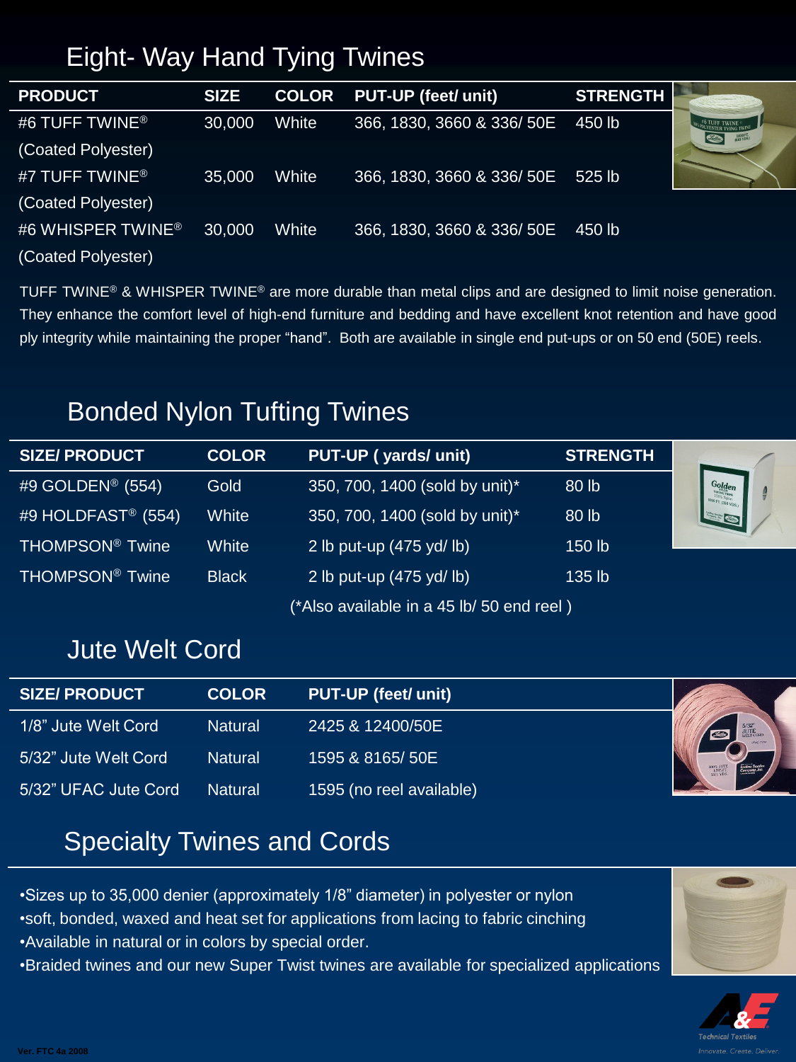## Eight- Way Hand Tying Twines

| PRODUCT | SIZE | COLOR | PUT-UP (feet/ unit) | STRENGTH |
|---|---|---|---|---|
| #6 TUFF TWINE® (Coated Polyester) | 30,000 | White | 366, 1830, 3660 & 336/ 50E | 450 lb |
| #7 TUFF TWINE® (Coated Polyester) | 35,000 | White | 366, 1830, 3660 & 336/ 50E | 525 lb |
| #6 WHISPER TWINE® (Coated Polyester) | 30,000 | White | 366, 1830, 3660 & 336/ 50E | 450 lb |

TUFF TWINE® & WHISPER TWINE® are more durable than metal clips and are designed to limit noise generation. They enhance the comfort level of high-end furniture and bedding and have excellent knot retention and have good ply integrity while maintaining the proper "hand". Both are available in single end put-ups or on 50 end (50E) reels.

## Bonded Nylon Tufting Twines

| SIZE/ PRODUCT | COLOR | PUT-UP ( yards/ unit) | STRENGTH |
|---|---|---|---|
| #9 GOLDEN® (554) | Gold | 350, 700, 1400 (sold by unit)* | 80 lb |
| #9 HOLDFAST® (554) | White | 350, 700, 1400 (sold by unit)* | 80 lb |
| THOMPSON® Twine | White | 2 lb put-up (475 yd/ lb) | 150 lb |
| THOMPSON® Twine | Black | 2 lb put-up (475 yd/ lb) | 135 lb |

(*Also available in a 45 lb/ 50 end reel )

## Jute Welt Cord

| SIZE/ PRODUCT | COLOR | PUT-UP (feet/ unit) |
|---|---|---|
| 1/8" Jute Welt Cord | Natural | 2425 & 12400/50E |
| 5/32" Jute Welt Cord | Natural | 1595 & 8165/ 50E |
| 5/32" UFAC Jute Cord | Natural | 1595 (no reel available) |

## Specialty Twines and Cords

- Sizes up to 35,000 denier (approximately 1/8" diameter) in polyester or nylon
- soft, bonded, waxed and heat set for applications from lacing to fabric cinching
- Available in natural or in colors by special order.
- Braided twines and our new Super Twist twines are available for specialized applications

Ver. FTC 4a 2008

A&E Technical Textiles
Innovate. Create. Deliver.